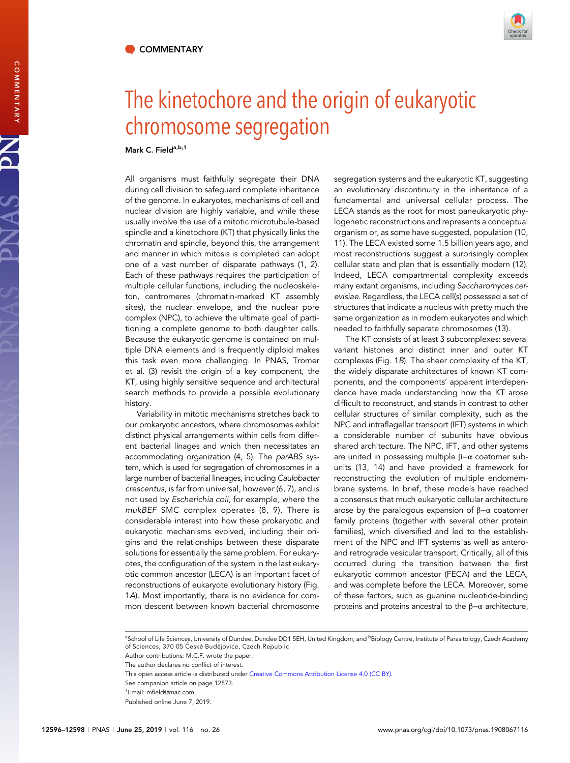COMMENTARY

# The kinetochore and the origin of eukaryotic chromosome segregation

Mark C. Field[a,b,1]

All organisms must faithfully segregate their DNA during cell division to safeguard complete inheritance of the genome. In eukaryotes, mechanisms of cell and nuclear division are highly variable, and while these usually involve the use of a mitotic microtubule-based spindle and a kinetochore (KT) that physically links the chromatin and spindle, beyond this, the arrangement and manner in which mitosis is completed can adopt one of a vast number of disparate pathways (1, 2). Each of these pathways requires the participation of multiple cellular functions, including the nucleoskeleton, centromeres (chromatin-marked KT assembly sites), the nuclear envelope, and the nuclear pore complex (NPC), to achieve the ultimate goal of partitioning a complete genome to both daughter cells. Because the eukaryotic genome is contained on multiple DNA elements and is frequently diploid makes this task even more challenging. In PNAS, Tromer et al. (3) revisit the origin of a key component, the KT, using highly sensitive sequence and architectural search methods to provide a possible evolutionary history.

Variability in mitotic mechanisms stretches back to our prokaryotic ancestors, where chromosomes exhibit distinct physical arrangements within cells from different bacterial linages and which then necessitates an accommodating organization (4, 5). The *parABS* system, which is used for segregation of chromosomes in a large number of bacterial lineages, including *Caulobacter crescentus*, is far from universal, however (6, 7), and is not used by *Escherichia coli*, for example, where the *mukBEF* SMC complex operates (8, 9). There is considerable interest into how these prokaryotic and eukaryotic mechanisms evolved, including their origins and the relationships between these disparate solutions for essentially the same problem. For eukaryotes, the configuration of the system in the last eukaryotic common ancestor (LECA) is an important facet of reconstructions of eukaryote evolutionary history (Fig. 1*A*). Most importantly, there is no evidence for common descent between known bacterial chromosome segregation systems and the eukaryotic KT, suggesting an evolutionary discontinuity in the inheritance of a fundamental and universal cellular process. The LECA stands as the root for most paneukaryotic phylogenetic reconstructions and represents a conceptual organism or, as some have suggested, population (10, 11). The LECA existed some 1.5 billion years ago, and most reconstructions suggest a surprisingly complex cellular state and plan that is essentially modern (12). Indeed, LECA compartmental complexity exceeds many extant organisms, including *Saccharomyces cerevisiae*. Regardless, the LECA cell(s) possessed a set of structures that indicate a nucleus with pretty much the same organization as in modern eukaryotes and which needed to faithfully separate chromosomes (13).

The KT consists of at least 3 subcomplexes: several variant histones and distinct inner and outer KT complexes (Fig. 1*B*). The sheer complexity of the KT, the widely disparate architectures of known KT components, and the components' apparent interdependence have made understanding how the KT arose difficult to reconstruct, and stands in contrast to other cellular structures of similar complexity, such as the NPC and intraflagellar transport (IFT) systems in which a considerable number of subunits have obvious shared architecture. The NPC, IFT, and other systems are united in possessing multiple β–α coatomer subunits (13, 14) and have provided a framework for reconstructing the evolution of multiple endomembrane systems. In brief, these models have reached a consensus that much eukaryotic cellular architecture arose by the paralogous expansion of β–α coatomer family proteins (together with several other protein families), which diversified and led to the establishment of the NPC and IFT systems as well as antero- and retrograde vesicular transport. Critically, all of this occurred during the transition between the first eukaryotic common ancestor (FECA) and the LECA, and was complete before the LECA. Moreover, some of these factors, such as guanine nucleotide-binding proteins and proteins ancestral to the β–α architecture,

[a]School of Life Sciences, University of Dundee, Dundee DD1 5EH, United Kingdom; and [b]Biology Centre, Institute of Parasitology, Czech Academy of Sciences, 370 05 České Budějovice, Czech Republic

Author contributions: M.C.F. wrote the paper.

The author declares no conflict of interest.

This open access article is distributed under Creative Commons Attribution License 4.0 (CC BY).

See companion article on page 12873.

[1]Email: mfield@mac.com.

Published online June 7, 2019.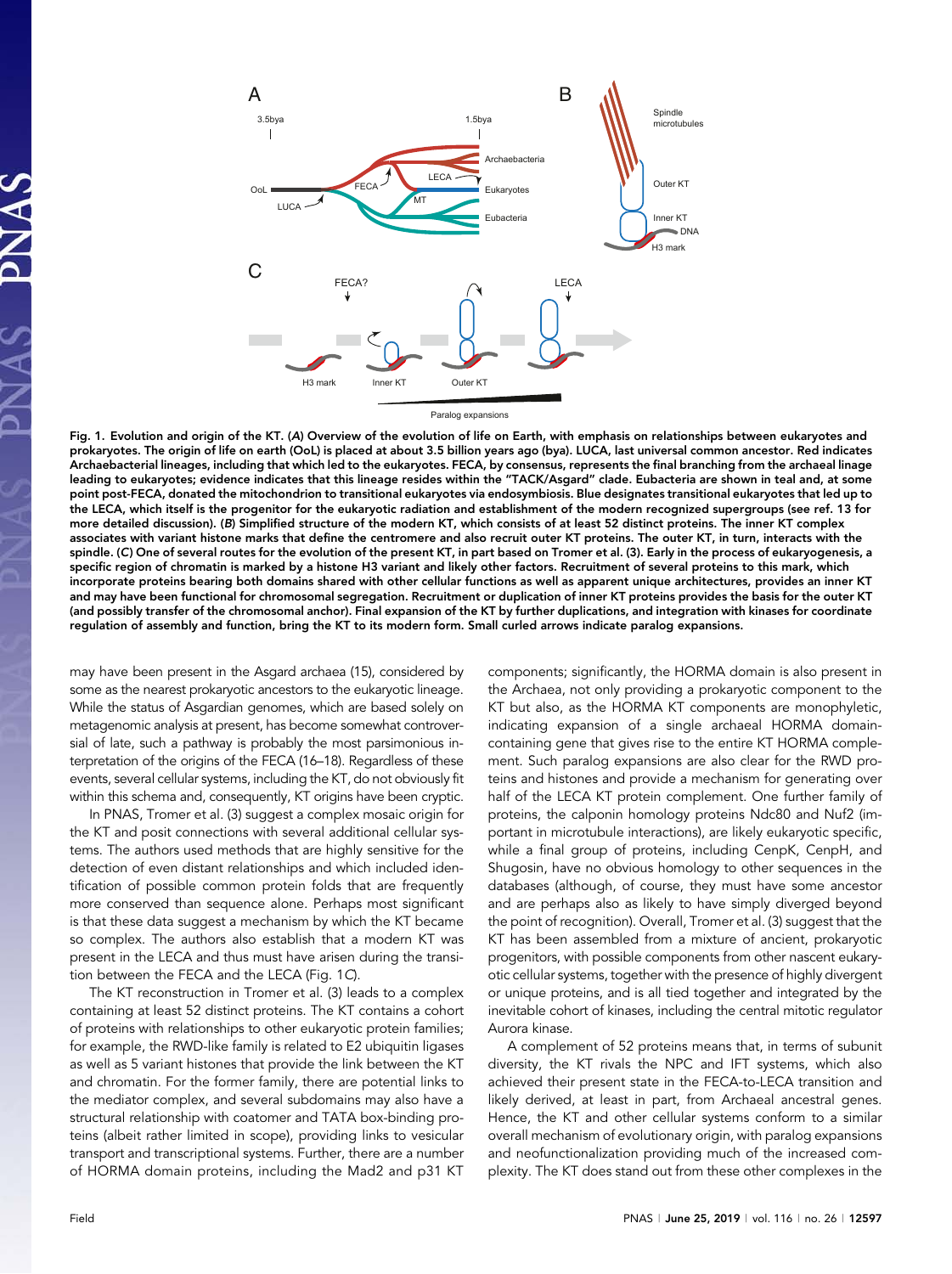Fig. 1. Evolution and origin of the KT. (*A*) Overview of the evolution of life on Earth, with emphasis on relationships between eukaryotes and prokaryotes. The origin of life on earth (OoL) is placed at about 3.5 billion years ago (bya). LUCA, last universal common ancestor. Red indicates Archaebacterial lineages, including that which led to the eukaryotes. FECA, by consensus, represents the final branching from the archaeal linage leading to eukaryotes; evidence indicates that this lineage resides within the "TACK/Asgard" clade. Eubacteria are shown in teal and, at some point post-FECA, donated the mitochondrion to transitional eukaryotes via endosymbiosis. Blue designates transitional eukaryotes that led up to the LECA, which itself is the progenitor for the eukaryotic radiation and establishment of the modern recognized supergroups (see ref. 13 for more detailed discussion). (*B*) Simplified structure of the modern KT, which consists of at least 52 distinct proteins. The inner KT complex associates with variant histone marks that define the centromere and also recruit outer KT proteins. The outer KT, in turn, interacts with the spindle. (*C*) One of several routes for the evolution of the present KT, in part based on Tromer et al. (3). Early in the process of eukaryogenesis, a specific region of chromatin is marked by a histone H3 variant and likely other factors. Recruitment of several proteins to this mark, which incorporate proteins bearing both domains shared with other cellular functions as well as apparent unique architectures, provides an inner KT and may have been functional for chromosomal segregation. Recruitment or duplication of inner KT proteins provides the basis for the outer KT (and possibly transfer of the chromosomal anchor). Final expansion of the KT by further duplications, and integration with kinases for coordinate regulation of assembly and function, bring the KT to its modern form. Small curled arrows indicate paralog expansions.

may have been present in the Asgard archaea (15), considered by some as the nearest prokaryotic ancestors to the eukaryotic lineage. While the status of Asgardian genomes, which are based solely on metagenomic analysis at present, has become somewhat controversial of late, such a pathway is probably the most parsimonious interpretation of the origins of the FECA (16–18). Regardless of these events, several cellular systems, including the KT, do not obviously fit within this schema and, consequently, KT origins have been cryptic.

In PNAS, Tromer et al. (3) suggest a complex mosaic origin for the KT and posit connections with several additional cellular systems. The authors used methods that are highly sensitive for the detection of even distant relationships and which included identification of possible common protein folds that are frequently more conserved than sequence alone. Perhaps most significant is that these data suggest a mechanism by which the KT became so complex. The authors also establish that a modern KT was present in the LECA and thus must have arisen during the transition between the FECA and the LECA (Fig. 1*C*).

The KT reconstruction in Tromer et al. (3) leads to a complex containing at least 52 distinct proteins. The KT contains a cohort of proteins with relationships to other eukaryotic protein families; for example, the RWD-like family is related to E2 ubiquitin ligases as well as 5 variant histones that provide the link between the KT and chromatin. For the former family, there are potential links to the mediator complex, and several subdomains may also have a structural relationship with coatomer and TATA box-binding proteins (albeit rather limited in scope), providing links to vesicular transport and transcriptional systems. Further, there are a number of HORMA domain proteins, including the Mad2 and p31 KT components; significantly, the HORMA domain is also present in the Archaea, not only providing a prokaryotic component to the KT but also, as the HORMA KT components are monophyletic, indicating expansion of a single archaeal HORMA domain-containing gene that gives rise to the entire KT HORMA complement. Such paralog expansions are also clear for the RWD proteins and histones and provide a mechanism for generating over half of the LECA KT protein complement. One further family of proteins, the calponin homology proteins Ndc80 and Nuf2 (important in microtubule interactions), are likely eukaryotic specific, while a final group of proteins, including CenpK, CenpH, and Shugosin, have no obvious homology to other sequences in the databases (although, of course, they must have some ancestor and are perhaps also as likely to have simply diverged beyond the point of recognition). Overall, Tromer et al. (3) suggest that the KT has been assembled from a mixture of ancient, prokaryotic progenitors, with possible components from other nascent eukaryotic cellular systems, together with the presence of highly divergent or unique proteins, and is all tied together and integrated by the inevitable cohort of kinases, including the central mitotic regulator Aurora kinase.

A complement of 52 proteins means that, in terms of subunit diversity, the KT rivals the NPC and IFT systems, which also achieved their present state in the FECA-to-LECA transition and likely derived, at least in part, from Archaeal ancestral genes. Hence, the KT and other cellular systems conform to a similar overall mechanism of evolutionary origin, with paralog expansions and neofunctionalization providing much of the increased complexity. The KT does stand out from these other complexes in the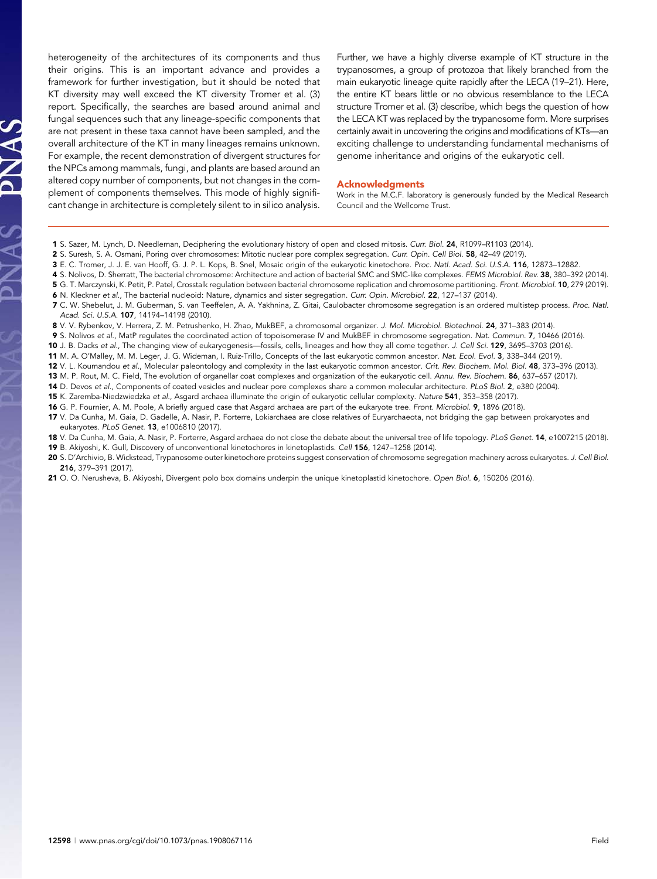heterogeneity of the architectures of its components and thus their origins. This is an important advance and provides a framework for further investigation, but it should be noted that KT diversity may well exceed the KT diversity Tromer et al. (3) report. Specifically, the searches are based around animal and fungal sequences such that any lineage-specific components that are not present in these taxa cannot have been sampled, and the overall architecture of the KT in many lineages remains unknown. For example, the recent demonstration of divergent structures for the NPCs among mammals, fungi, and plants are based around an altered copy number of components, but not changes in the complement of components themselves. This mode of highly significant change in architecture is completely silent to in silico analysis.

Further, we have a highly diverse example of KT structure in the trypanosomes, a group of protozoa that likely branched from the main eukaryotic lineage quite rapidly after the LECA (19–21). Here, the entire KT bears little or no obvious resemblance to the LECA structure Tromer et al. (3) describe, which begs the question of how the LECA KT was replaced by the trypanosome form. More surprises certainly await in uncovering the origins and modifications of KTs—an exciting challenge to understanding fundamental mechanisms of genome inheritance and origins of the eukaryotic cell.

## Acknowledgments

Work in the M.C.F. laboratory is generously funded by the Medical Research Council and the Wellcome Trust.

1 S. Sazer, M. Lynch, D. Needleman, Deciphering the evolutionary history of open and closed mitosis. *Curr. Biol.* **24**, R1099–R1103 (2014).
2 S. Suresh, S. A. Osmani, Poring over chromosomes: Mitotic nuclear pore complex segregation. *Curr. Opin. Cell Biol.* **58**, 42–49 (2019).
3 E. C. Tromer, J. J. E. van Hooff, G. J. P. L. Kops, B. Snel, Mosaic origin of the eukaryotic kinetochore. *Proc. Natl. Acad. Sci. U.S.A.* **116**, 12873–12882.
4 S. Nolivos, D. Sherratt, The bacterial chromosome: Architecture and action of bacterial SMC and SMC-like complexes. *FEMS Microbiol. Rev.* **38**, 380–392 (2014).
5 G. T. Marczynski, K. Petit, P. Patel, Crosstalk regulation between bacterial chromosome replication and chromosome partitioning. *Front. Microbiol.* **10**, 279 (2019).
6 N. Kleckner *et al.*, The bacterial nucleoid: Nature, dynamics and sister segregation. *Curr. Opin. Microbiol.* **22**, 127–137 (2014).
7 C. W. Shebelut, J. M. Guberman, S. van Teeffelen, A. A. Yakhnina, Z. Gitai, Caulobacter chromosome segregation is an ordered multistep process. *Proc. Natl. Acad. Sci. U.S.A.* **107**, 14194–14198 (2010).
8 V. V. Rybenkov, V. Herrera, Z. M. Petrushenko, H. Zhao, MukBEF, a chromosomal organizer. *J. Mol. Microbiol. Biotechnol.* **24**, 371–383 (2014).
9 S. Nolivos *et al.*, MatP regulates the coordinated action of topoisomerase IV and MukBEF in chromosome segregation. *Nat. Commun.* **7**, 10466 (2016).
10 J. B. Dacks *et al.*, The changing view of eukaryogenesis—fossils, cells, lineages and how they all come together. *J. Cell Sci.* **129**, 3695–3703 (2016).
11 M. A. O'Malley, M. M. Leger, J. G. Wideman, I. Ruiz-Trillo, Concepts of the last eukaryotic common ancestor. *Nat. Ecol. Evol.* **3**, 338–344 (2019).
12 V. L. Koumandou *et al.*, Molecular paleontology and complexity in the last eukaryotic common ancestor. *Crit. Rev. Biochem. Mol. Biol.* **48**, 373–396 (2013).
13 M. P. Rout, M. C. Field, The evolution of organellar coat complexes and organization of the eukaryotic cell. *Annu. Rev. Biochem.* **86**, 637–657 (2017).
14 D. Devos *et al.*, Components of coated vesicles and nuclear pore complexes share a common molecular architecture. *PLoS Biol.* **2**, e380 (2004).
15 K. Zaremba-Niedzwiedzka *et al.*, Asgard archaea illuminate the origin of eukaryotic cellular complexity. *Nature* **541**, 353–358 (2017).
16 G. P. Fournier, A. M. Poole, A briefly argued case that Asgard archaea are part of the eukaryote tree. *Front. Microbiol.* **9**, 1896 (2018).
17 V. Da Cunha, M. Gaia, D. Gadelle, A. Nasir, P. Forterre, Lokiarchaea are close relatives of Euryarchaeota, not bridging the gap between prokaryotes and eukaryotes. *PLoS Genet.* **13**, e1006810 (2017).
18 V. Da Cunha, M. Gaia, A. Nasir, P. Forterre, Asgard archaea do not close the debate about the universal tree of life topology. *PLoS Genet.* **14**, e1007215 (2018).
19 B. Akiyoshi, K. Gull, Discovery of unconventional kinetochores in kinetoplastids. *Cell* **156**, 1247–1258 (2014).
20 S. D'Archivio, B. Wickstead, Trypanosome outer kinetochore proteins suggest conservation of chromosome segregation machinery across eukaryotes. *J. Cell Biol.* **216**, 379–391 (2017).
21 O. O. Nerusheva, B. Akiyoshi, Divergent polo box domains underpin the unique kinetoplastid kinetochore. *Open Biol.* **6**, 150206 (2016).